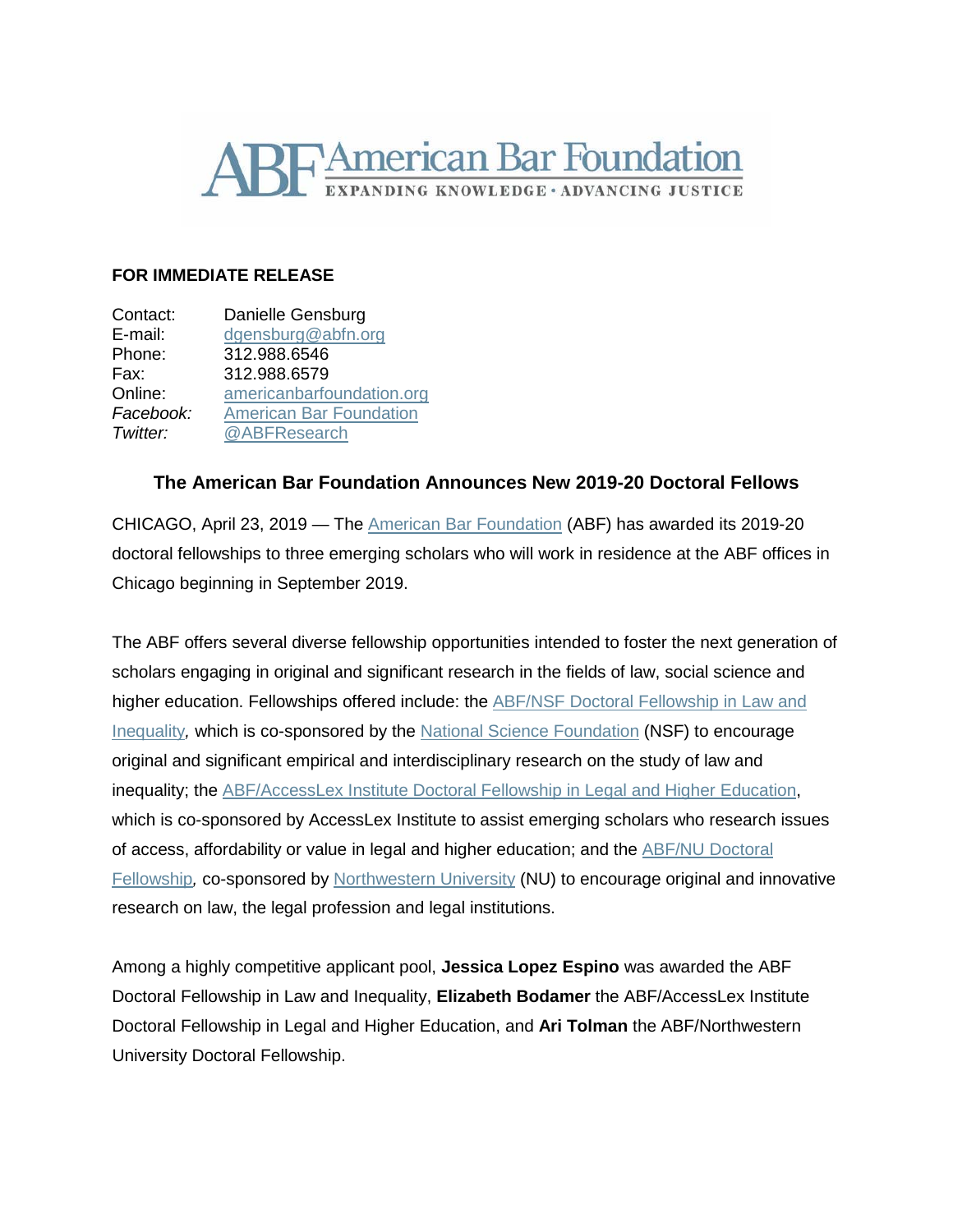ABF American Bar Foundation

EXPANDING KNOWLEDGE • ADVANCING JUSTICE

**FOR IMMEDIATE RELEASE**

Contact: Danielle Gensburg
E-mail: dgensburg@abfn.org
Phone: 312.988.6546
Fax: 312.988.6579
Online: americanbarfoundation.org
*Facebook:* American Bar Foundation
*Twitter:* @ABFResearch

**The American Bar Foundation Announces New 2019-20 Doctoral Fellows**

CHICAGO, April 23, 2019 — The American Bar Foundation (ABF) has awarded its 2019-20 doctoral fellowships to three emerging scholars who will work in residence at the ABF offices in Chicago beginning in September 2019.

The ABF offers several diverse fellowship opportunities intended to foster the next generation of scholars engaging in original and significant research in the fields of law, social science and higher education. Fellowships offered include: the ABF/NSF Doctoral Fellowship in Law and Inequality*,* which is co-sponsored by the National Science Foundation (NSF) to encourage original and significant empirical and interdisciplinary research on the study of law and inequality; the ABF/AccessLex Institute Doctoral Fellowship in Legal and Higher Education, which is co-sponsored by AccessLex Institute to assist emerging scholars who research issues of access, affordability or value in legal and higher education; and the ABF/NU Doctoral Fellowship*,* co-sponsored by Northwestern University (NU) to encourage original and innovative research on law, the legal profession and legal institutions.

Among a highly competitive applicant pool, **Jessica Lopez Espino** was awarded the ABF Doctoral Fellowship in Law and Inequality, **Elizabeth Bodamer** the ABF/AccessLex Institute Doctoral Fellowship in Legal and Higher Education, and **Ari Tolman** the ABF/Northwestern University Doctoral Fellowship.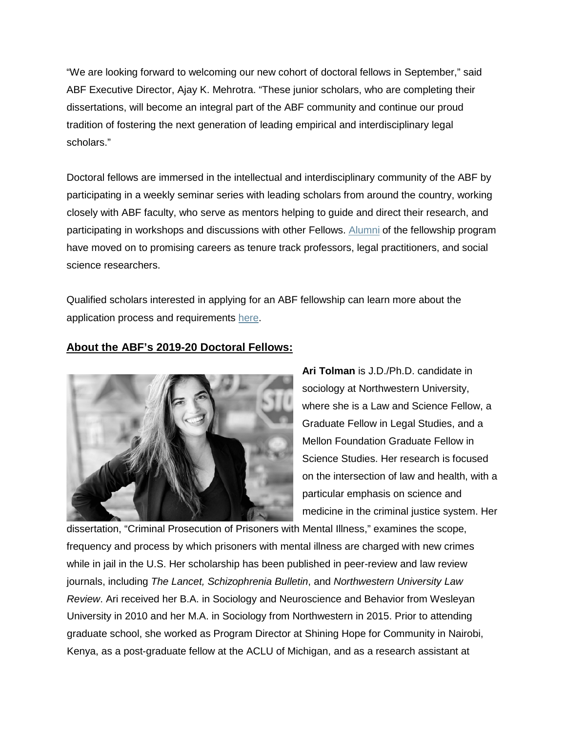"We are looking forward to welcoming our new cohort of doctoral fellows in September," said ABF Executive Director, Ajay K. Mehrotra. "These junior scholars, who are completing their dissertations, will become an integral part of the ABF community and continue our proud tradition of fostering the next generation of leading empirical and interdisciplinary legal scholars."

Doctoral fellows are immersed in the intellectual and interdisciplinary community of the ABF by participating in a weekly seminar series with leading scholars from around the country, working closely with ABF faculty, who serve as mentors helping to guide and direct their research, and participating in workshops and discussions with other Fellows. Alumni of the fellowship program have moved on to promising careers as tenure track professors, legal practitioners, and social science researchers.

Qualified scholars interested in applying for an ABF fellowship can learn more about the application process and requirements here.

## About the ABF's 2019-20 Doctoral Fellows:

**Ari Tolman** is J.D./Ph.D. candidate in sociology at Northwestern University, where she is a Law and Science Fellow, a Graduate Fellow in Legal Studies, and a Mellon Foundation Graduate Fellow in Science Studies. Her research is focused on the intersection of law and health, with a particular emphasis on science and medicine in the criminal justice system. Her dissertation, "Criminal Prosecution of Prisoners with Mental Illness," examines the scope, frequency and process by which prisoners with mental illness are charged with new crimes while in jail in the U.S. Her scholarship has been published in peer-review and law review journals, including *The Lancet, Schizophrenia Bulletin*, and *Northwestern University Law Review*. Ari received her B.A. in Sociology and Neuroscience and Behavior from Wesleyan University in 2010 and her M.A. in Sociology from Northwestern in 2015. Prior to attending graduate school, she worked as Program Director at Shining Hope for Community in Nairobi, Kenya, as a post-graduate fellow at the ACLU of Michigan, and as a research assistant at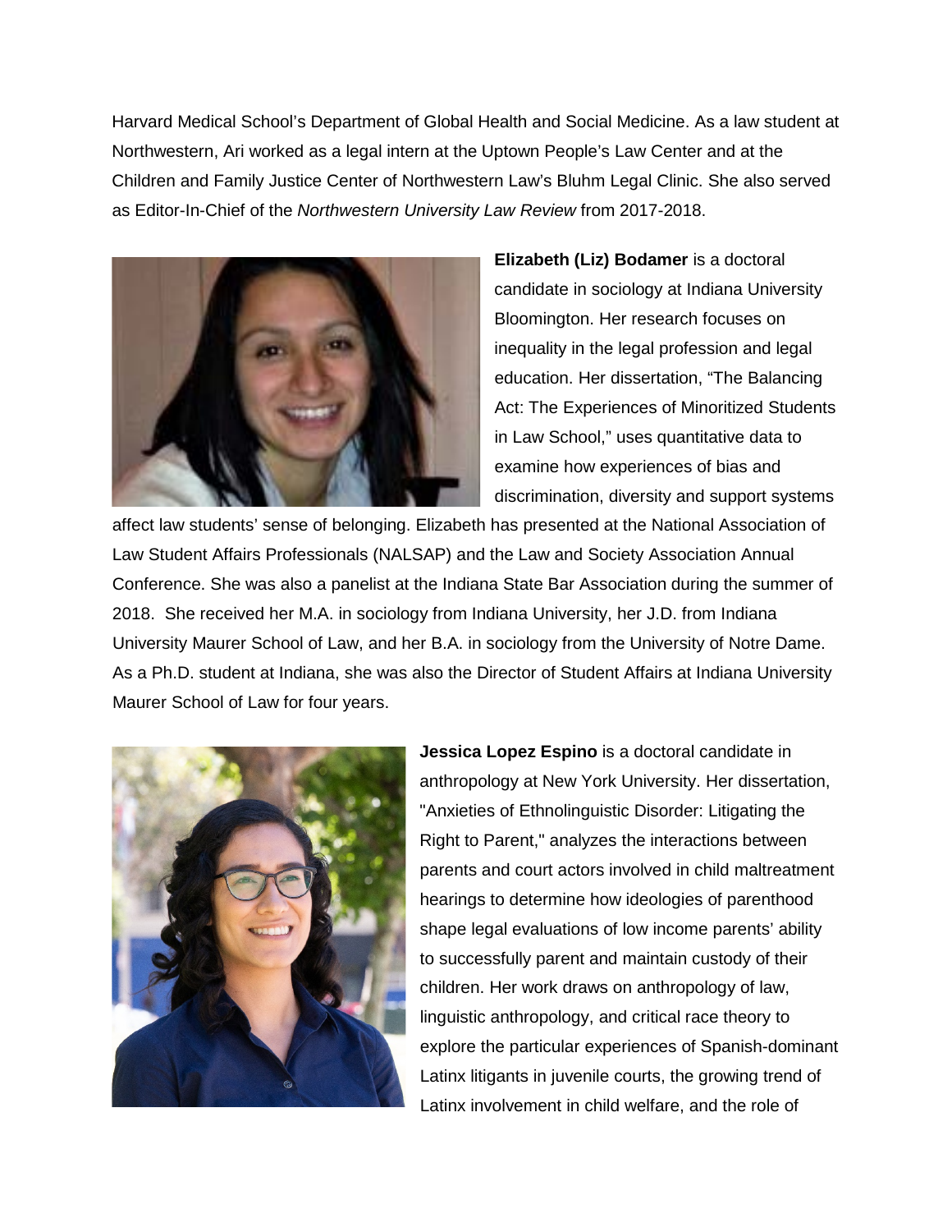Harvard Medical School's Department of Global Health and Social Medicine. As a law student at Northwestern, Ari worked as a legal intern at the Uptown People's Law Center and at the Children and Family Justice Center of Northwestern Law's Bluhm Legal Clinic. She also served as Editor-In-Chief of the *Northwestern University Law Review* from 2017-2018.

**Elizabeth (Liz) Bodamer** is a doctoral candidate in sociology at Indiana University Bloomington. Her research focuses on inequality in the legal profession and legal education. Her dissertation, "The Balancing Act: The Experiences of Minoritized Students in Law School," uses quantitative data to examine how experiences of bias and discrimination, diversity and support systems affect law students' sense of belonging. Elizabeth has presented at the National Association of Law Student Affairs Professionals (NALSAP) and the Law and Society Association Annual Conference. She was also a panelist at the Indiana State Bar Association during the summer of 2018. She received her M.A. in sociology from Indiana University, her J.D. from Indiana University Maurer School of Law, and her B.A. in sociology from the University of Notre Dame. As a Ph.D. student at Indiana, she was also the Director of Student Affairs at Indiana University Maurer School of Law for four years.

**Jessica Lopez Espino** is a doctoral candidate in anthropology at New York University. Her dissertation, "Anxieties of Ethnolinguistic Disorder: Litigating the Right to Parent," analyzes the interactions between parents and court actors involved in child maltreatment hearings to determine how ideologies of parenthood shape legal evaluations of low income parents' ability to successfully parent and maintain custody of their children. Her work draws on anthropology of law, linguistic anthropology, and critical race theory to explore the particular experiences of Spanish-dominant Latinx litigants in juvenile courts, the growing trend of Latinx involvement in child welfare, and the role of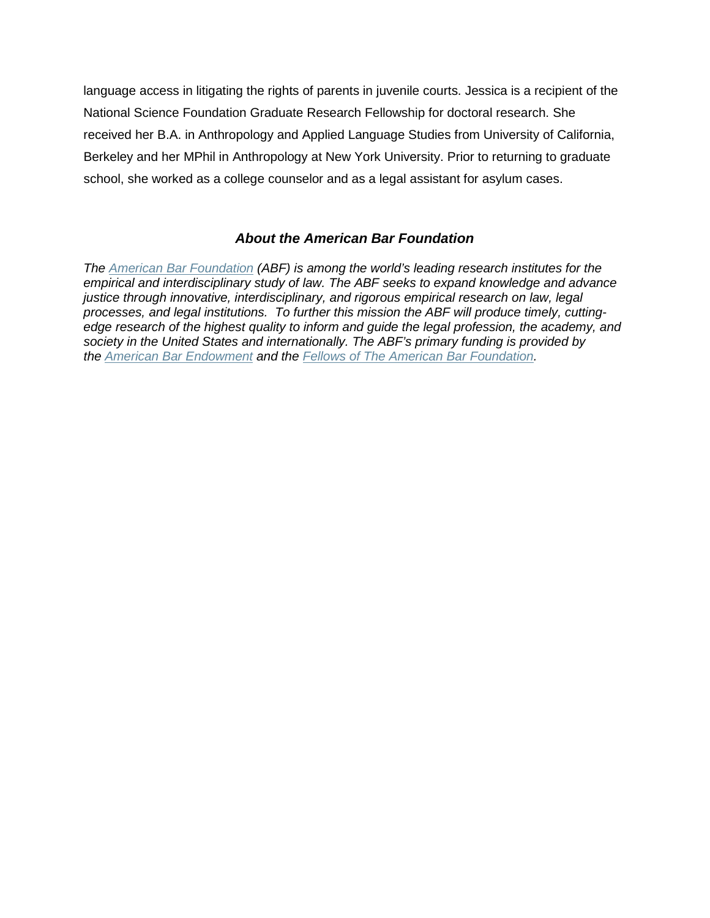language access in litigating the rights of parents in juvenile courts. Jessica is a recipient of the National Science Foundation Graduate Research Fellowship for doctoral research. She received her B.A. in Anthropology and Applied Language Studies from University of California, Berkeley and her MPhil in Anthropology at New York University. Prior to returning to graduate school, she worked as a college counselor and as a legal assistant for asylum cases.

### *About the American Bar Foundation*

*The American Bar Foundation (ABF) is among the world's leading research institutes for the empirical and interdisciplinary study of law. The ABF seeks to expand knowledge and advance justice through innovative, interdisciplinary, and rigorous empirical research on law, legal processes, and legal institutions. To further this mission the ABF will produce timely, cutting-edge research of the highest quality to inform and guide the legal profession, the academy, and society in the United States and internationally. The ABF's primary funding is provided by the American Bar Endowment and the Fellows of The American Bar Foundation.*